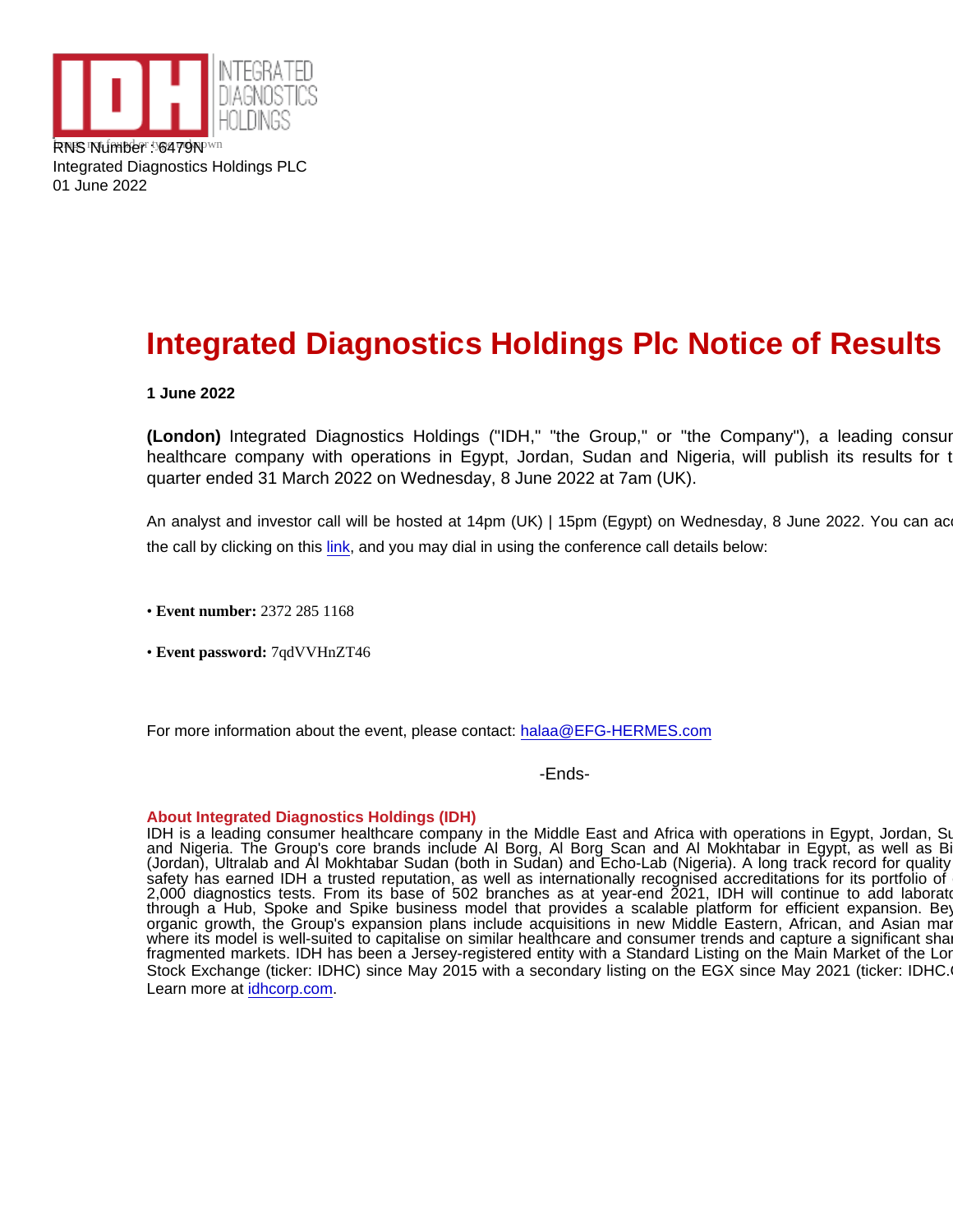RNS Number : 6479N
Integrated Diagnostics Holdings PLC
01 June 2022

# Integrated Diagnostics Holdings Plc Notice of Results

**1 June 2022**

**(London)** Integrated Diagnostics Holdings ("IDH," "the Group," or "the Company"), a leading consur healthcare company with operations in Egypt, Jordan, Sudan and Nigeria, will publish its results for t quarter ended 31 March 2022 on Wednesday, 8 June 2022 at 7am (UK).

An analyst and investor call will be hosted at 14pm (UK) | 15pm (Egypt) on Wednesday, 8 June 2022. You can acc the call by clicking on this link, and you may dial in using the conference call details below:

- **Event number:** 2372 285 1168
- **Event password:** 7qdVVHnZT46

For more information about the event, please contact: halaa@EFG-HERMES.com

-Ends-

**About Integrated Diagnostics Holdings (IDH)**
IDH is a leading consumer healthcare company in the Middle East and Africa with operations in Egypt, Jordan, Su and Nigeria. The Group's core brands include Al Borg, Al Borg Scan and Al Mokhtabar in Egypt, as well as Bi (Jordan), Ultralab and Al Mokhtabar Sudan (both in Sudan) and Echo-Lab (Nigeria). A long track record for quality safety has earned IDH a trusted reputation, as well as internationally recognised accreditations for its portfolio of 2,000 diagnostics tests. From its base of 502 branches as at year-end 2021, IDH will continue to add laborato through a Hub, Spoke and Spike business model that provides a scalable platform for efficient expansion. Bey organic growth, the Group's expansion plans include acquisitions in new Middle Eastern, African, and Asian mar where its model is well-suited to capitalise on similar healthcare and consumer trends and capture a significant shar fragmented markets. IDH has been a Jersey-registered entity with a Standard Listing on the Main Market of the Lon Stock Exchange (ticker: IDHC) since May 2015 with a secondary listing on the EGX since May 2021 (ticker: IDHC.
Learn more at idhcorp.com.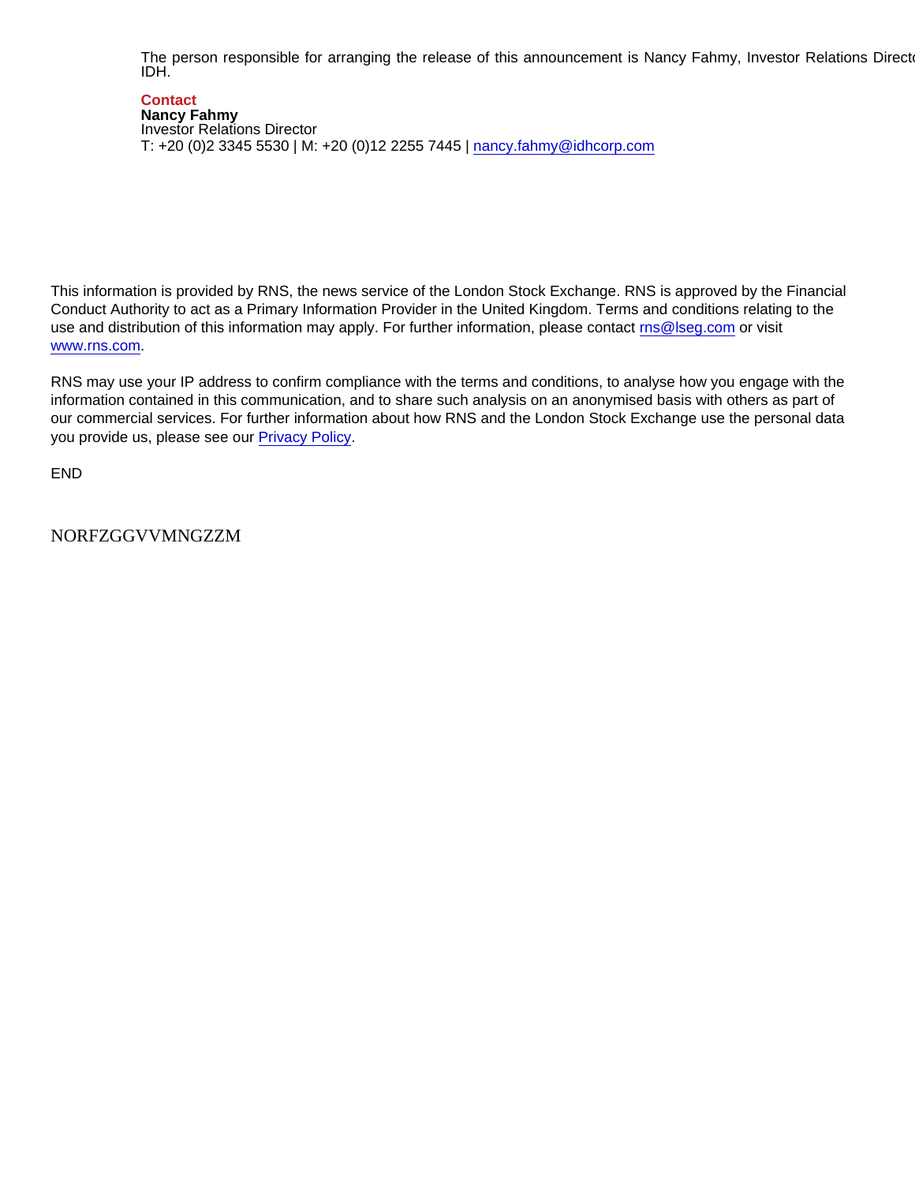The person responsible for arranging the release of this announcement is Nancy Fahmy, Investor Relations Directo IDH.

**Contact**
**Nancy Fahmy**
Investor Relations Director
T: +20 (0)2 3345 5530 | M: +20 (0)12 2255 7445 | nancy.fahmy@idhcorp.com

This information is provided by RNS, the news service of the London Stock Exchange. RNS is approved by the Financial Conduct Authority to act as a Primary Information Provider in the United Kingdom. Terms and conditions relating to the use and distribution of this information may apply. For further information, please contact rns@lseg.com or visit www.rns.com.

RNS may use your IP address to confirm compliance with the terms and conditions, to analyse how you engage with the information contained in this communication, and to share such analysis on an anonymised basis with others as part of our commercial services. For further information about how RNS and the London Stock Exchange use the personal data you provide us, please see our Privacy Policy.

END

NORFZGGVVMNGZZM